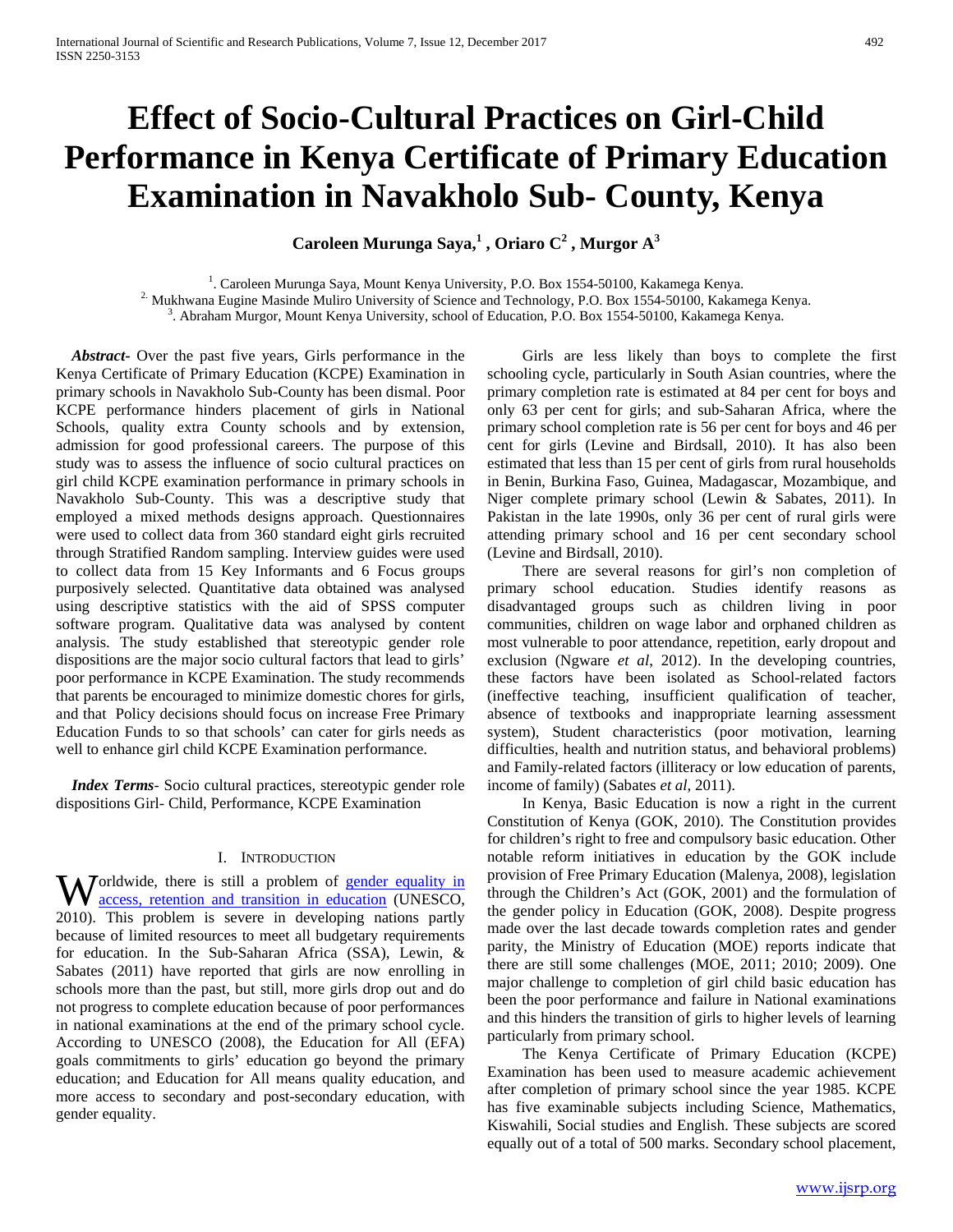# Effect of Socio-Cultural Practices on Girl-Child Performance in Kenya Certificate of Primary Education Examination in Navakholo Sub- County, Kenya

**Caroleen Murunga Saya,[1] , Oriaro C[2] , Murgor A[3]**

[1]. Caroleen Murunga Saya, Mount Kenya University, P.O. Box 1554-50100, Kakamega Kenya.
[2]. Mukhwana Eugine Masinde Muliro University of Science and Technology, P.O. Box 1554-50100, Kakamega Kenya.
[3]. Abraham Murgor, Mount Kenya University, school of Education, P.O. Box 1554-50100, Kakamega Kenya.

***Abstract-*** Over the past five years, Girls performance in the Kenya Certificate of Primary Education (KCPE) Examination in primary schools in Navakholo Sub-County has been dismal. Poor KCPE performance hinders placement of girls in National Schools, quality extra County schools and by extension, admission for good professional careers. The purpose of this study was to assess the influence of socio cultural practices on girl child KCPE examination performance in primary schools in Navakholo Sub-County. This was a descriptive study that employed a mixed methods designs approach. Questionnaires were used to collect data from 360 standard eight girls recruited through Stratified Random sampling. Interview guides were used to collect data from 15 Key Informants and 6 Focus groups purposively selected. Quantitative data obtained was analysed using descriptive statistics with the aid of SPSS computer software program. Qualitative data was analysed by content analysis. The study established that stereotypic gender role dispositions are the major socio cultural factors that lead to girls' poor performance in KCPE Examination. The study recommends that parents be encouraged to minimize domestic chores for girls, and that Policy decisions should focus on increase Free Primary Education Funds to so that schools' can cater for girls needs as well to enhance girl child KCPE Examination performance.

***Index Terms-*** Socio cultural practices, stereotypic gender role dispositions Girl- Child, Performance, KCPE Examination

## I. Introduction

Worldwide, there is still a problem of gender equality in access, retention and transition in education (UNESCO, 2010). This problem is severe in developing nations partly because of limited resources to meet all budgetary requirements for education. In the Sub-Saharan Africa (SSA), Lewin, & Sabates (2011) have reported that girls are now enrolling in schools more than the past, but still, more girls drop out and do not progress to complete education because of poor performances in national examinations at the end of the primary school cycle. According to UNESCO (2008), the Education for All (EFA) goals commitments to girls' education go beyond the primary education; and Education for All means quality education, and more access to secondary and post-secondary education, with gender equality.

Girls are less likely than boys to complete the first schooling cycle, particularly in South Asian countries, where the primary completion rate is estimated at 84 per cent for boys and only 63 per cent for girls; and sub-Saharan Africa, where the primary school completion rate is 56 per cent for boys and 46 per cent for girls (Levine and Birdsall, 2010). It has also been estimated that less than 15 per cent of girls from rural households in Benin, Burkina Faso, Guinea, Madagascar, Mozambique, and Niger complete primary school (Lewin & Sabates, 2011). In Pakistan in the late 1990s, only 36 per cent of rural girls were attending primary school and 16 per cent secondary school (Levine and Birdsall, 2010).

There are several reasons for girl's non completion of primary school education. Studies identify reasons as disadvantaged groups such as children living in poor communities, children on wage labor and orphaned children as most vulnerable to poor attendance, repetition, early dropout and exclusion (Ngware *et al*, 2012). In the developing countries, these factors have been isolated as School-related factors (ineffective teaching, insufficient qualification of teacher, absence of textbooks and inappropriate learning assessment system), Student characteristics (poor motivation, learning difficulties, health and nutrition status, and behavioral problems) and Family-related factors (illiteracy or low education of parents, income of family) (Sabates *et al*, 2011).

In Kenya, Basic Education is now a right in the current Constitution of Kenya (GOK, 2010). The Constitution provides for children's right to free and compulsory basic education. Other notable reform initiatives in education by the GOK include provision of Free Primary Education (Malenya, 2008), legislation through the Children's Act (GOK, 2001) and the formulation of the gender policy in Education (GOK, 2008). Despite progress made over the last decade towards completion rates and gender parity, the Ministry of Education (MOE) reports indicate that there are still some challenges (MOE, 2011; 2010; 2009). One major challenge to completion of girl child basic education has been the poor performance and failure in National examinations and this hinders the transition of girls to higher levels of learning particularly from primary school.

The Kenya Certificate of Primary Education (KCPE) Examination has been used to measure academic achievement after completion of primary school since the year 1985. KCPE has five examinable subjects including Science, Mathematics, Kiswahili, Social studies and English. These subjects are scored equally out of a total of 500 marks. Secondary school placement,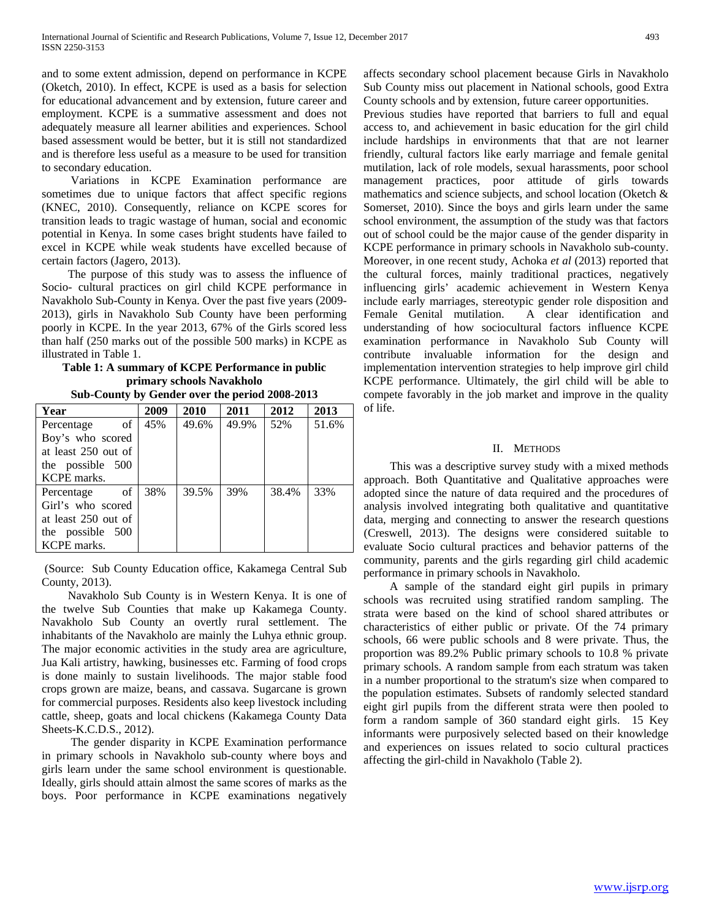and to some extent admission, depend on performance in KCPE (Oketch, 2010). In effect, KCPE is used as a basis for selection for educational advancement and by extension, future career and employment. KCPE is a summative assessment and does not adequately measure all learner abilities and experiences. School based assessment would be better, but it is still not standardized and is therefore less useful as a measure to be used for transition to secondary education.

Variations in KCPE Examination performance are sometimes due to unique factors that affect specific regions (KNEC, 2010). Consequently, reliance on KCPE scores for transition leads to tragic wastage of human, social and economic potential in Kenya. In some cases bright students have failed to excel in KCPE while weak students have excelled because of certain factors (Jagero, 2013).

The purpose of this study was to assess the influence of Socio- cultural practices on girl child KCPE performance in Navakholo Sub-County in Kenya. Over the past five years (2009-2013), girls in Navakholo Sub County have been performing poorly in KCPE. In the year 2013, 67% of the Girls scored less than half (250 marks out of the possible 500 marks) in KCPE as illustrated in Table 1.

**Table 1: A summary of KCPE Performance in public primary schools Navakholo Sub-County by Gender over the period 2008-2013**

| Year | 2009 | 2010 | 2011 | 2012 | 2013 |
|---|---|---|---|---|---|
| Percentage of Boy's who scored at least 250 out of the possible 500 KCPE marks. | 45% | 49.6% | 49.9% | 52% | 51.6% |
| Percentage of Girl's who scored at least 250 out of the possible 500 KCPE marks. | 38% | 39.5% | 39% | 38.4% | 33% |

(Source: Sub County Education office, Kakamega Central Sub County, 2013).

Navakholo Sub County is in Western Kenya. It is one of the twelve Sub Counties that make up Kakamega County. Navakholo Sub County an overtly rural settlement. The inhabitants of the Navakholo are mainly the Luhya ethnic group. The major economic activities in the study area are agriculture, Jua Kali artistry, hawking, businesses etc. Farming of food crops is done mainly to sustain livelihoods. The major stable food crops grown are maize, beans, and cassava. Sugarcane is grown for commercial purposes. Residents also keep livestock including cattle, sheep, goats and local chickens (Kakamega County Data Sheets-K.C.D.S., 2012).

The gender disparity in KCPE Examination performance in primary schools in Navakholo sub-county where boys and girls learn under the same school environment is questionable. Ideally, girls should attain almost the same scores of marks as the boys. Poor performance in KCPE examinations negatively affects secondary school placement because Girls in Navakholo Sub County miss out placement in National schools, good Extra County schools and by extension, future career opportunities.

Previous studies have reported that barriers to full and equal access to, and achievement in basic education for the girl child include hardships in environments that that are not learner friendly, cultural factors like early marriage and female genital mutilation, lack of role models, sexual harassments, poor school management practices, poor attitude of girls towards mathematics and science subjects, and school location (Oketch & Somerset, 2010). Since the boys and girls learn under the same school environment, the assumption of the study was that factors out of school could be the major cause of the gender disparity in KCPE performance in primary schools in Navakholo sub-county. Moreover, in one recent study, Achoka *et al* (2013) reported that the cultural forces, mainly traditional practices, negatively influencing girls' academic achievement in Western Kenya include early marriages, stereotypic gender role disposition and Female Genital mutilation. A clear identification and understanding of how sociocultural factors influence KCPE examination performance in Navakholo Sub County will contribute invaluable information for the design and implementation intervention strategies to help improve girl child KCPE performance. Ultimately, the girl child will be able to compete favorably in the job market and improve in the quality of life.

## II. Methods

This was a descriptive survey study with a mixed methods approach. Both Quantitative and Qualitative approaches were adopted since the nature of data required and the procedures of analysis involved integrating both qualitative and quantitative data, merging and connecting to answer the research questions (Creswell, 2013). The designs were considered suitable to evaluate Socio cultural practices and behavior patterns of the community, parents and the girls regarding girl child academic performance in primary schools in Navakholo.

A sample of the standard eight girl pupils in primary schools was recruited using stratified random sampling. The strata were based on the kind of school shared attributes or characteristics of either public or private. Of the 74 primary schools, 66 were public schools and 8 were private. Thus, the proportion was 89.2% Public primary schools to 10.8 % private primary schools. A random sample from each stratum was taken in a number proportional to the stratum's size when compared to the population estimates. Subsets of randomly selected standard eight girl pupils from the different strata were then pooled to form a random sample of 360 standard eight girls. 15 Key informants were purposively selected based on their knowledge and experiences on issues related to socio cultural practices affecting the girl-child in Navakholo (Table 2).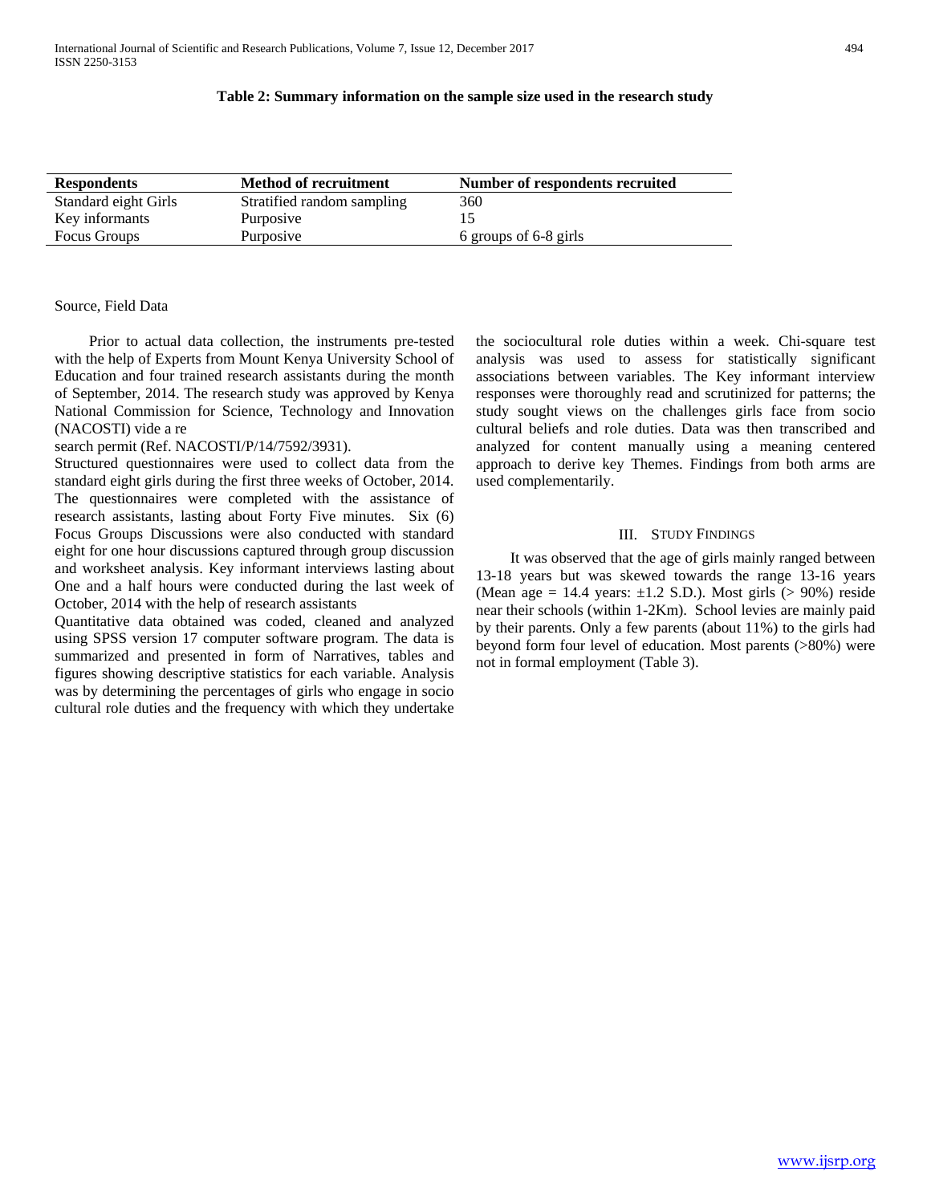**Table 2: Summary information on the sample size used in the research study**

| Respondents | Method of recruitment | Number of respondents recruited |
|---|---|---|
| Standard eight Girls | Stratified random sampling | 360 |
| Key informants | Purposive | 15 |
| Focus Groups | Purposive | 6 groups of 6-8 girls |

Source, Field Data

Prior to actual data collection, the instruments pre-tested with the help of Experts from Mount Kenya University School of Education and four trained research assistants during the month of September, 2014. The research study was approved by Kenya National Commission for Science, Technology and Innovation (NACOSTI) vide a re

search permit (Ref. NACOSTI/P/14/7592/3931).

Structured questionnaires were used to collect data from the standard eight girls during the first three weeks of October, 2014. The questionnaires were completed with the assistance of research assistants, lasting about Forty Five minutes. Six (6) Focus Groups Discussions were also conducted with standard eight for one hour discussions captured through group discussion and worksheet analysis. Key informant interviews lasting about One and a half hours were conducted during the last week of October, 2014 with the help of research assistants

Quantitative data obtained was coded, cleaned and analyzed using SPSS version 17 computer software program. The data is summarized and presented in form of Narratives, tables and figures showing descriptive statistics for each variable. Analysis was by determining the percentages of girls who engage in socio cultural role duties and the frequency with which they undertake the sociocultural role duties within a week. Chi-square test analysis was used to assess for statistically significant associations between variables. The Key informant interview responses were thoroughly read and scrutinized for patterns; the study sought views on the challenges girls face from socio cultural beliefs and role duties. Data was then transcribed and analyzed for content manually using a meaning centered approach to derive key Themes. Findings from both arms are used complementarily.

## III. Study Findings

It was observed that the age of girls mainly ranged between 13-18 years but was skewed towards the range 13-16 years (Mean age = 14.4 years: ±1.2 S.D.). Most girls (> 90%) reside near their schools (within 1-2Km). School levies are mainly paid by their parents. Only a few parents (about 11%) to the girls had beyond form four level of education. Most parents (>80%) were not in formal employment (Table 3).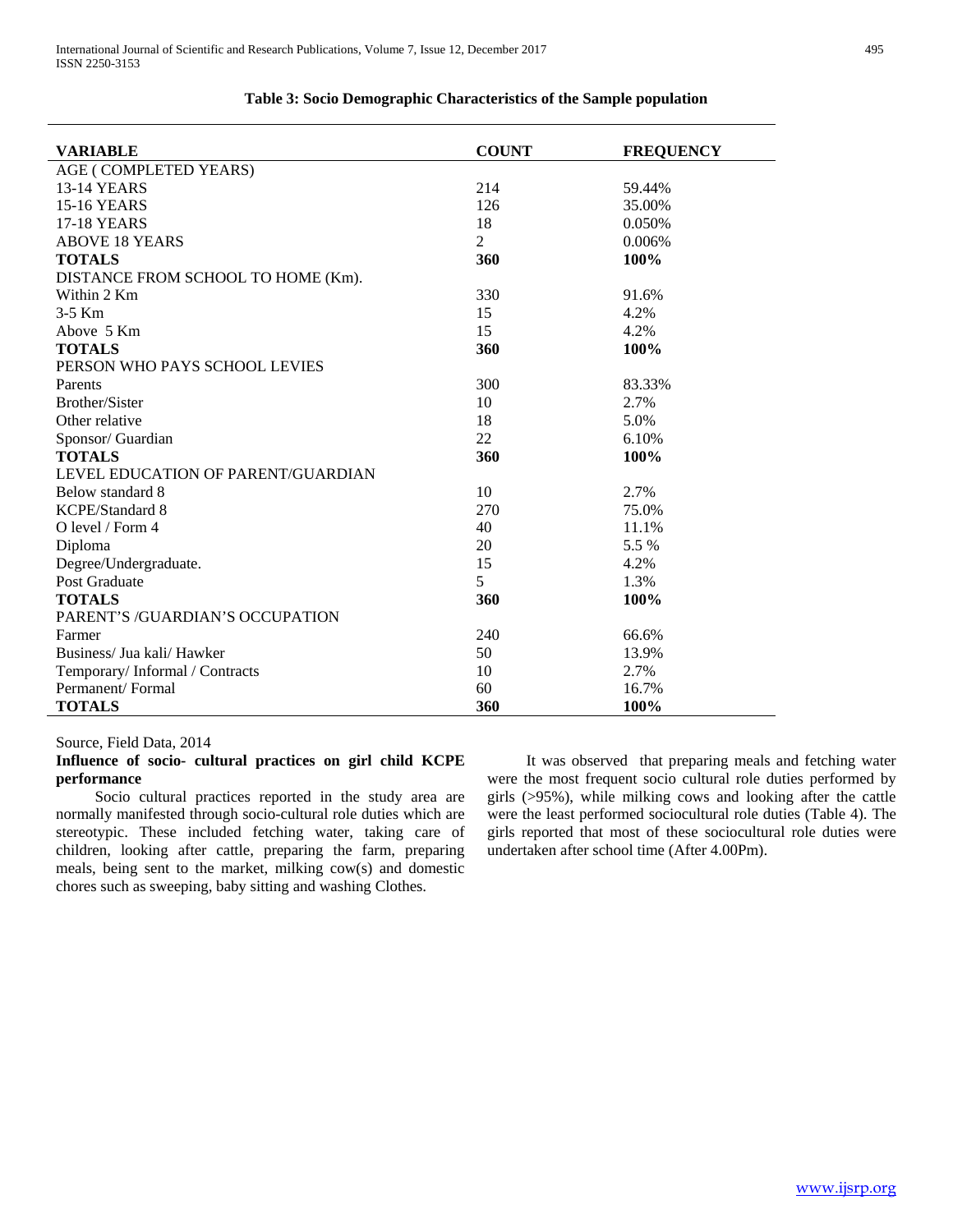**Table 3: Socio Demographic Characteristics of the Sample population**

| VARIABLE | COUNT | FREQUENCY |
|---|---|---|
| AGE ( COMPLETED YEARS) | | |
| 13-14 YEARS | 214 | 59.44% |
| 15-16 YEARS | 126 | 35.00% |
| 17-18 YEARS | 18 | 0.050% |
| ABOVE 18 YEARS | 2 | 0.006% |
| **TOTALS** | **360** | **100%** |
| DISTANCE FROM SCHOOL TO HOME (Km). | | |
| Within 2 Km | 330 | 91.6% |
| 3-5 Km | 15 | 4.2% |
| Above 5 Km | 15 | 4.2% |
| **TOTALS** | **360** | **100%** |
| PERSON WHO PAYS SCHOOL LEVIES | | |
| Parents | 300 | 83.33% |
| Brother/Sister | 10 | 2.7% |
| Other relative | 18 | 5.0% |
| Sponsor/ Guardian | 22 | 6.10% |
| **TOTALS** | **360** | **100%** |
| LEVEL EDUCATION OF PARENT/GUARDIAN | | |
| Below standard 8 | 10 | 2.7% |
| KCPE/Standard 8 | 270 | 75.0% |
| O level / Form 4 | 40 | 11.1% |
| Diploma | 20 | 5.5 % |
| Degree/Undergraduate. | 15 | 4.2% |
| Post Graduate | 5 | 1.3% |
| **TOTALS** | **360** | **100%** |
| PARENT'S /GUARDIAN'S OCCUPATION | | |
| Farmer | 240 | 66.6% |
| Business/ Jua kali/ Hawker | 50 | 13.9% |
| Temporary/ Informal / Contracts | 10 | 2.7% |
| Permanent/ Formal | 60 | 16.7% |
| **TOTALS** | **360** | **100%** |

Source, Field Data, 2014

**Influence of socio- cultural practices on girl child KCPE performance**

Socio cultural practices reported in the study area are normally manifested through socio-cultural role duties which are stereotypic. These included fetching water, taking care of children, looking after cattle, preparing the farm, preparing meals, being sent to the market, milking cow(s) and domestic chores such as sweeping, baby sitting and washing Clothes.

It was observed that preparing meals and fetching water were the most frequent socio cultural role duties performed by girls (>95%), while milking cows and looking after the cattle were the least performed sociocultural role duties (Table 4). The girls reported that most of these sociocultural role duties were undertaken after school time (After 4.00Pm).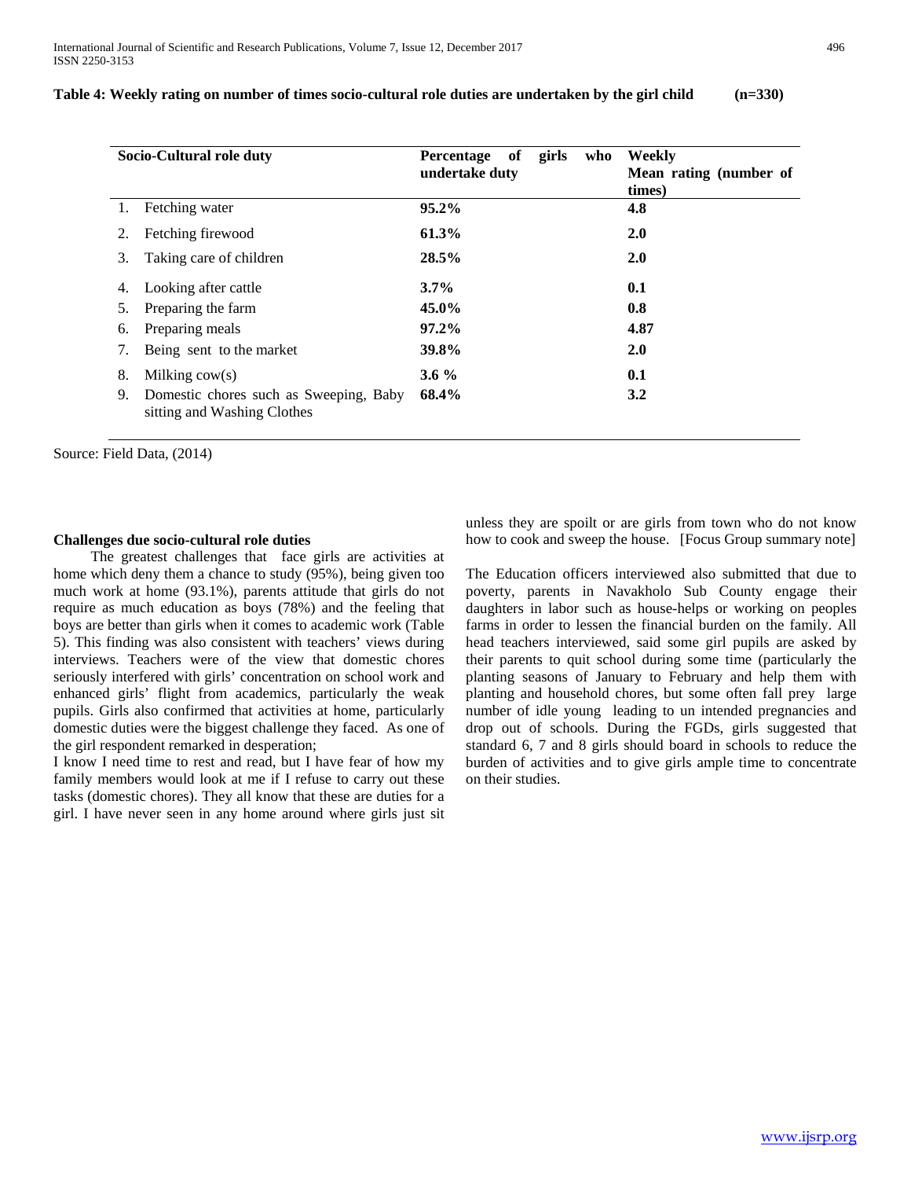**Table 4: Weekly rating on number of times socio-cultural role duties are undertaken by the girl child (n=330)**

| Socio-Cultural role duty | Percentage of girls who undertake duty | Weekly Mean rating (number of times) |
|---|---|---|
| 1. Fetching water | **95.2%** | **4.8** |
| 2. Fetching firewood | **61.3%** | **2.0** |
| 3. Taking care of children | **28.5%** | **2.0** |
| 4. Looking after cattle | **3.7%** | **0.1** |
| 5. Preparing the farm | **45.0%** | **0.8** |
| 6. Preparing meals | **97.2%** | **4.87** |
| 7. Being sent to the market | **39.8%** | **2.0** |
| 8. Milking cow(s) | **3.6 %** | **0.1** |
| 9. Domestic chores such as Sweeping, Baby sitting and Washing Clothes | **68.4%** | **3.2** |

Source: Field Data, (2014)

**Challenges due socio-cultural role duties**

The greatest challenges that face girls are activities at home which deny them a chance to study (95%), being given too much work at home (93.1%), parents attitude that girls do not require as much education as boys (78%) and the feeling that boys are better than girls when it comes to academic work (Table 5). This finding was also consistent with teachers' views during interviews. Teachers were of the view that domestic chores seriously interfered with girls' concentration on school work and enhanced girls' flight from academics, particularly the weak pupils. Girls also confirmed that activities at home, particularly domestic duties were the biggest challenge they faced. As one of the girl respondent remarked in desperation;

I know I need time to rest and read, but I have fear of how my family members would look at me if I refuse to carry out these tasks (domestic chores). They all know that these are duties for a girl. I have never seen in any home around where girls just sit unless they are spoilt or are girls from town who do not know how to cook and sweep the house. [Focus Group summary note]

The Education officers interviewed also submitted that due to poverty, parents in Navakholo Sub County engage their daughters in labor such as house-helps or working on peoples farms in order to lessen the financial burden on the family. All head teachers interviewed, said some girl pupils are asked by their parents to quit school during some time (particularly the planting seasons of January to February and help them with planting and household chores, but some often fall prey large number of idle young leading to un intended pregnancies and drop out of schools. During the FGDs, girls suggested that standard 6, 7 and 8 girls should board in schools to reduce the burden of activities and to give girls ample time to concentrate on their studies.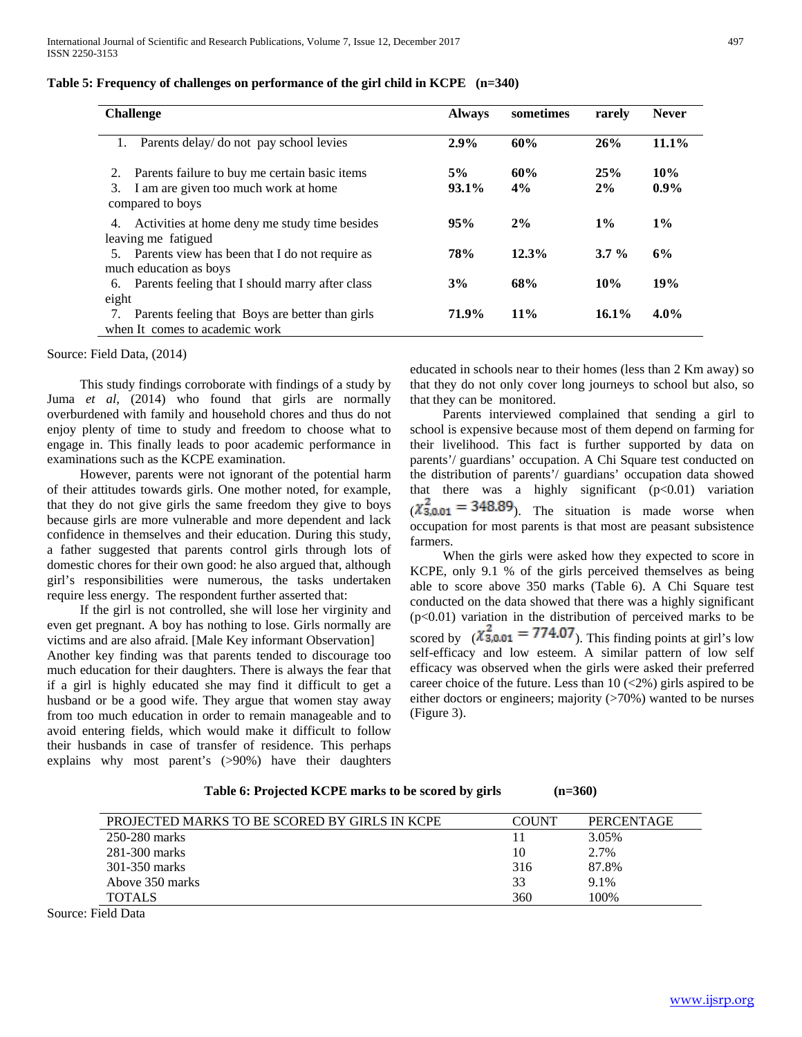**Table 5: Frequency of challenges on performance of the girl child in KCPE (n=340)**

| Challenge | Always | sometimes | rarely | Never |
|---|---|---|---|---|
| 1. Parents delay/ do not pay school levies | **2.9%** | **60%** | **26%** | **11.1%** |
| 2. Parents failure to buy me certain basic items | **5%** | **60%** | **25%** | **10%** |
| 3. I am are given too much work at home compared to boys | **93.1%** | **4%** | **2%** | **0.9%** |
| 4. Activities at home deny me study time besides leaving me fatigued | **95%** | **2%** | **1%** | **1%** |
| 5. Parents view has been that I do not require as much education as boys | **78%** | **12.3%** | **3.7 %** | **6%** |
| 6. Parents feeling that I should marry after class eight | **3%** | **68%** | **10%** | **19%** |
| 7. Parents feeling that Boys are better than girls when It comes to academic work | **71.9%** | **11%** | **16.1%** | **4.0%** |

Source: Field Data, (2014)

This study findings corroborate with findings of a study by Juma *et al*, (2014) who found that girls are normally overburdened with family and household chores and thus do not enjoy plenty of time to study and freedom to choose what to engage in. This finally leads to poor academic performance in examinations such as the KCPE examination.

However, parents were not ignorant of the potential harm of their attitudes towards girls. One mother noted, for example, that they do not give girls the same freedom they give to boys because girls are more vulnerable and more dependent and lack confidence in themselves and their education. During this study, a father suggested that parents control girls through lots of domestic chores for their own good: he also argued that, although girl's responsibilities were numerous, the tasks undertaken require less energy. The respondent further asserted that:

If the girl is not controlled, she will lose her virginity and even get pregnant. A boy has nothing to lose. Girls normally are victims and are also afraid. [Male Key informant Observation]

Another key finding was that parents tended to discourage too much education for their daughters. There is always the fear that if a girl is highly educated she may find it difficult to get a husband or be a good wife. They argue that women stay away from too much education in order to remain manageable and to avoid entering fields, which would make it difficult to follow their husbands in case of transfer of residence. This perhaps explains why most parent's (>90%) have their daughters educated in schools near to their homes (less than 2 Km away) so that they do not only cover long journeys to school but also, so that they can be monitored.

Parents interviewed complained that sending a girl to school is expensive because most of them depend on farming for their livelihood. This fact is further supported by data on parents'/ guardians' occupation. A Chi Square test conducted on the distribution of parents'/ guardians' occupation data showed that there was a highly significant ($p<0.01$) variation ($\chi^2_{3,0.01} = 348.89$). The situation is made worse when occupation for most parents is that most are peasant subsistence farmers.

When the girls were asked how they expected to score in KCPE, only 9.1 % of the girls perceived themselves as being able to score above 350 marks (Table 6). A Chi Square test conducted on the data showed that there was a highly significant ($p<0.01$) variation in the distribution of perceived marks to be scored by ($\chi^2_{3,0.01} = 774.07$). This finding points at girl's low self-efficacy and low esteem. A similar pattern of low self efficacy was observed when the girls were asked their preferred career choice of the future. Less than 10 (<2%) girls aspired to be either doctors or engineers; majority (>70%) wanted to be nurses (Figure 3).

**Table 6: Projected KCPE marks to be scored by girls (n=360)**

| PROJECTED MARKS TO BE SCORED BY GIRLS IN KCPE | COUNT | PERCENTAGE |
|---|---|---|
| 250-280 marks | 11 | 3.05% |
| 281-300 marks | 10 | 2.7% |
| 301-350 marks | 316 | 87.8% |
| Above 350 marks | 33 | 9.1% |
| TOTALS | 360 | 100% |

Source: Field Data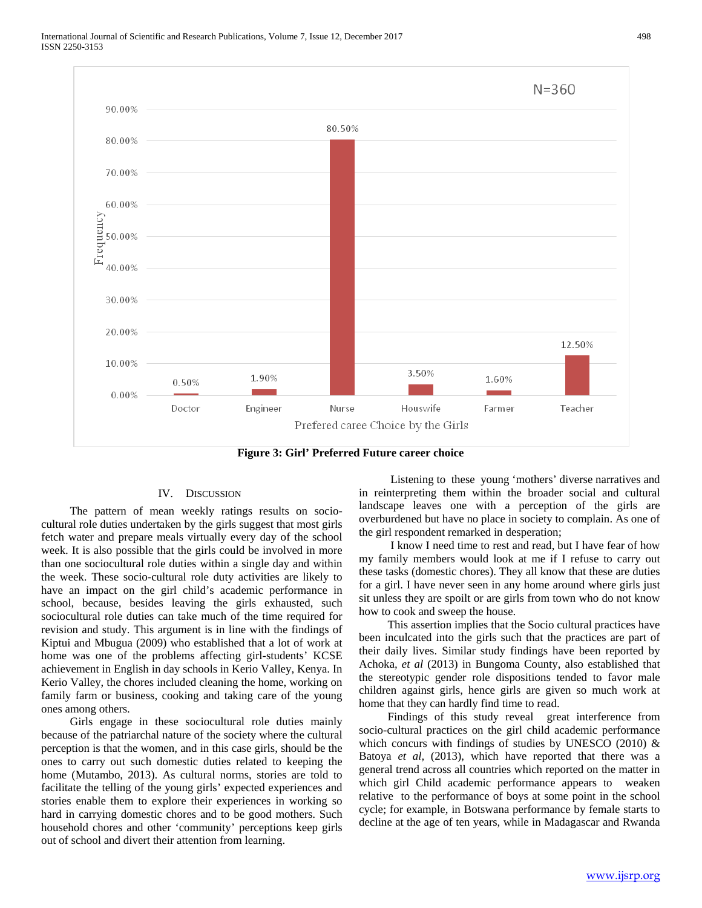| Prefered caree Choice by the Girls | Frequency |
|---|---|
| Doctor | 0.50% |
| Engineer | 1.90% |
| Nurse | 80.50% |
| Houswife | 3.50% |
| Farmer | 1.60% |
| Teacher | 12.50% |

N=360

**Figure 3: Girl' Preferred Future career choice**

## IV. Discussion

The pattern of mean weekly ratings results on socio-cultural role duties undertaken by the girls suggest that most girls fetch water and prepare meals virtually every day of the school week. It is also possible that the girls could be involved in more than one sociocultural role duties within a single day and within the week. These socio-cultural role duty activities are likely to have an impact on the girl child's academic performance in school, because, besides leaving the girls exhausted, such sociocultural role duties can take much of the time required for revision and study. This argument is in line with the findings of Kiptui and Mbugua (2009) who established that a lot of work at home was one of the problems affecting girl-students' KCSE achievement in English in day schools in Kerio Valley, Kenya. In Kerio Valley, the chores included cleaning the home, working on family farm or business, cooking and taking care of the young ones among others.

Girls engage in these sociocultural role duties mainly because of the patriarchal nature of the society where the cultural perception is that the women, and in this case girls, should be the ones to carry out such domestic duties related to keeping the home (Mutambo, 2013). As cultural norms, stories are told to facilitate the telling of the young girls' expected experiences and stories enable them to explore their experiences in working so hard in carrying domestic chores and to be good mothers. Such household chores and other 'community' perceptions keep girls out of school and divert their attention from learning.

Listening to these young 'mothers' diverse narratives and in reinterpreting them within the broader social and cultural landscape leaves one with a perception of the girls are overburdened but have no place in society to complain. As one of the girl respondent remarked in desperation;

I know I need time to rest and read, but I have fear of how my family members would look at me if I refuse to carry out these tasks (domestic chores). They all know that these are duties for a girl. I have never seen in any home around where girls just sit unless they are spoilt or are girls from town who do not know how to cook and sweep the house.

This assertion implies that the Socio cultural practices have been inculcated into the girls such that the practices are part of their daily lives. Similar study findings have been reported by Achoka, *et al* (2013) in Bungoma County, also established that the stereotypic gender role dispositions tended to favor male children against girls, hence girls are given so much work at home that they can hardly find time to read.

Findings of this study reveal great interference from socio-cultural practices on the girl child academic performance which concurs with findings of studies by UNESCO (2010) & Batoya *et al,* (2013), which have reported that there was a general trend across all countries which reported on the matter in which girl Child academic performance appears to weaken relative to the performance of boys at some point in the school cycle; for example, in Botswana performance by female starts to decline at the age of ten years, while in Madagascar and Rwanda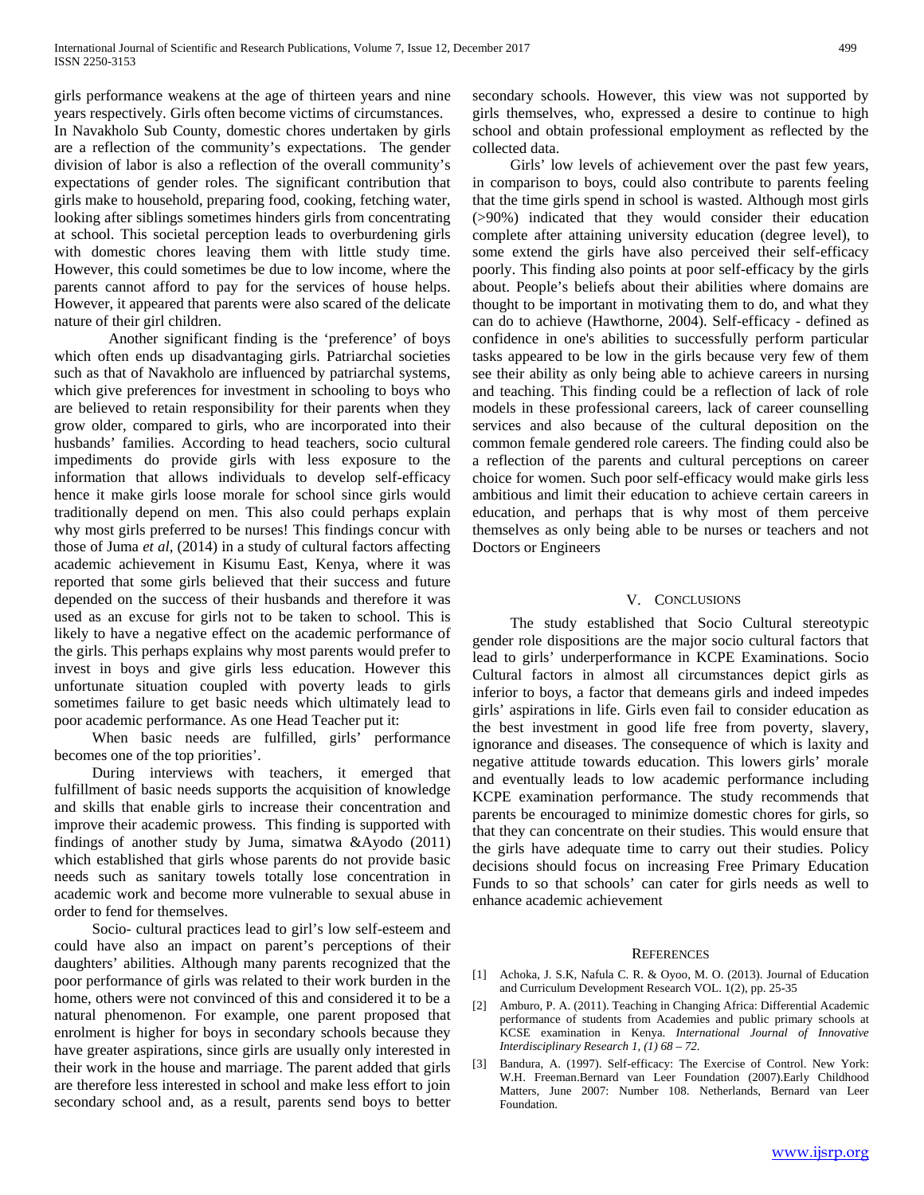girls performance weakens at the age of thirteen years and nine years respectively. Girls often become victims of circumstances.

In Navakholo Sub County, domestic chores undertaken by girls are a reflection of the community's expectations. The gender division of labor is also a reflection of the overall community's expectations of gender roles. The significant contribution that girls make to household, preparing food, cooking, fetching water, looking after siblings sometimes hinders girls from concentrating at school. This societal perception leads to overburdening girls with domestic chores leaving them with little study time. However, this could sometimes be due to low income, where the parents cannot afford to pay for the services of house helps. However, it appeared that parents were also scared of the delicate nature of their girl children.

Another significant finding is the 'preference' of boys which often ends up disadvantaging girls. Patriarchal societies such as that of Navakholo are influenced by patriarchal systems, which give preferences for investment in schooling to boys who are believed to retain responsibility for their parents when they grow older, compared to girls, who are incorporated into their husbands' families. According to head teachers, socio cultural impediments do provide girls with less exposure to the information that allows individuals to develop self-efficacy hence it make girls loose morale for school since girls would traditionally depend on men. This also could perhaps explain why most girls preferred to be nurses! This findings concur with those of Juma *et al*, (2014) in a study of cultural factors affecting academic achievement in Kisumu East, Kenya, where it was reported that some girls believed that their success and future depended on the success of their husbands and therefore it was used as an excuse for girls not to be taken to school. This is likely to have a negative effect on the academic performance of the girls. This perhaps explains why most parents would prefer to invest in boys and give girls less education. However this unfortunate situation coupled with poverty leads to girls sometimes failure to get basic needs which ultimately lead to poor academic performance. As one Head Teacher put it:

When basic needs are fulfilled, girls' performance becomes one of the top priorities'.

During interviews with teachers, it emerged that fulfillment of basic needs supports the acquisition of knowledge and skills that enable girls to increase their concentration and improve their academic prowess. This finding is supported with findings of another study by Juma, simatwa &Ayodo (2011) which established that girls whose parents do not provide basic needs such as sanitary towels totally lose concentration in academic work and become more vulnerable to sexual abuse in order to fend for themselves.

Socio- cultural practices lead to girl's low self-esteem and could have also an impact on parent's perceptions of their daughters' abilities. Although many parents recognized that the poor performance of girls was related to their work burden in the home, others were not convinced of this and considered it to be a natural phenomenon. For example, one parent proposed that enrolment is higher for boys in secondary schools because they have greater aspirations, since girls are usually only interested in their work in the house and marriage. The parent added that girls are therefore less interested in school and make less effort to join secondary school and, as a result, parents send boys to better secondary schools. However, this view was not supported by girls themselves, who, expressed a desire to continue to high school and obtain professional employment as reflected by the collected data.

Girls' low levels of achievement over the past few years, in comparison to boys, could also contribute to parents feeling that the time girls spend in school is wasted. Although most girls (>90%) indicated that they would consider their education complete after attaining university education (degree level), to some extend the girls have also perceived their self-efficacy poorly. This finding also points at poor self-efficacy by the girls about. People's beliefs about their abilities where domains are thought to be important in motivating them to do, and what they can do to achieve (Hawthorne, 2004). Self-efficacy - defined as confidence in one's abilities to successfully perform particular tasks appeared to be low in the girls because very few of them see their ability as only being able to achieve careers in nursing and teaching. This finding could be a reflection of lack of role models in these professional careers, lack of career counselling services and also because of the cultural deposition on the common female gendered role careers. The finding could also be a reflection of the parents and cultural perceptions on career choice for women. Such poor self-efficacy would make girls less ambitious and limit their education to achieve certain careers in education, and perhaps that is why most of them perceive themselves as only being able to be nurses or teachers and not Doctors or Engineers

## V. Conclusions

The study established that Socio Cultural stereotypic gender role dispositions are the major socio cultural factors that lead to girls' underperformance in KCPE Examinations. Socio Cultural factors in almost all circumstances depict girls as inferior to boys, a factor that demeans girls and indeed impedes girls' aspirations in life. Girls even fail to consider education as the best investment in good life free from poverty, slavery, ignorance and diseases. The consequence of which is laxity and negative attitude towards education. This lowers girls' morale and eventually leads to low academic performance including KCPE examination performance. The study recommends that parents be encouraged to minimize domestic chores for girls, so that they can concentrate on their studies. This would ensure that the girls have adequate time to carry out their studies. Policy decisions should focus on increasing Free Primary Education Funds to so that schools' can cater for girls needs as well to enhance academic achievement

## References

[1] Achoka, J. S.K, Nafula C. R. & Oyoo, M. O. (2013). Journal of Education and Curriculum Development Research VOL. 1(2), pp. 25-35

[2] Amburo, P. A. (2011). Teaching in Changing Africa: Differential Academic performance of students from Academies and public primary schools at KCSE examination in Kenya. *International Journal of Innovative Interdisciplinary Research 1, (1) 68 – 72*.

[3] Bandura, A. (1997). Self-efficacy: The Exercise of Control. New York: W.H. Freeman.Bernard van Leer Foundation (2007).Early Childhood Matters, June 2007: Number 108. Netherlands, Bernard van Leer Foundation.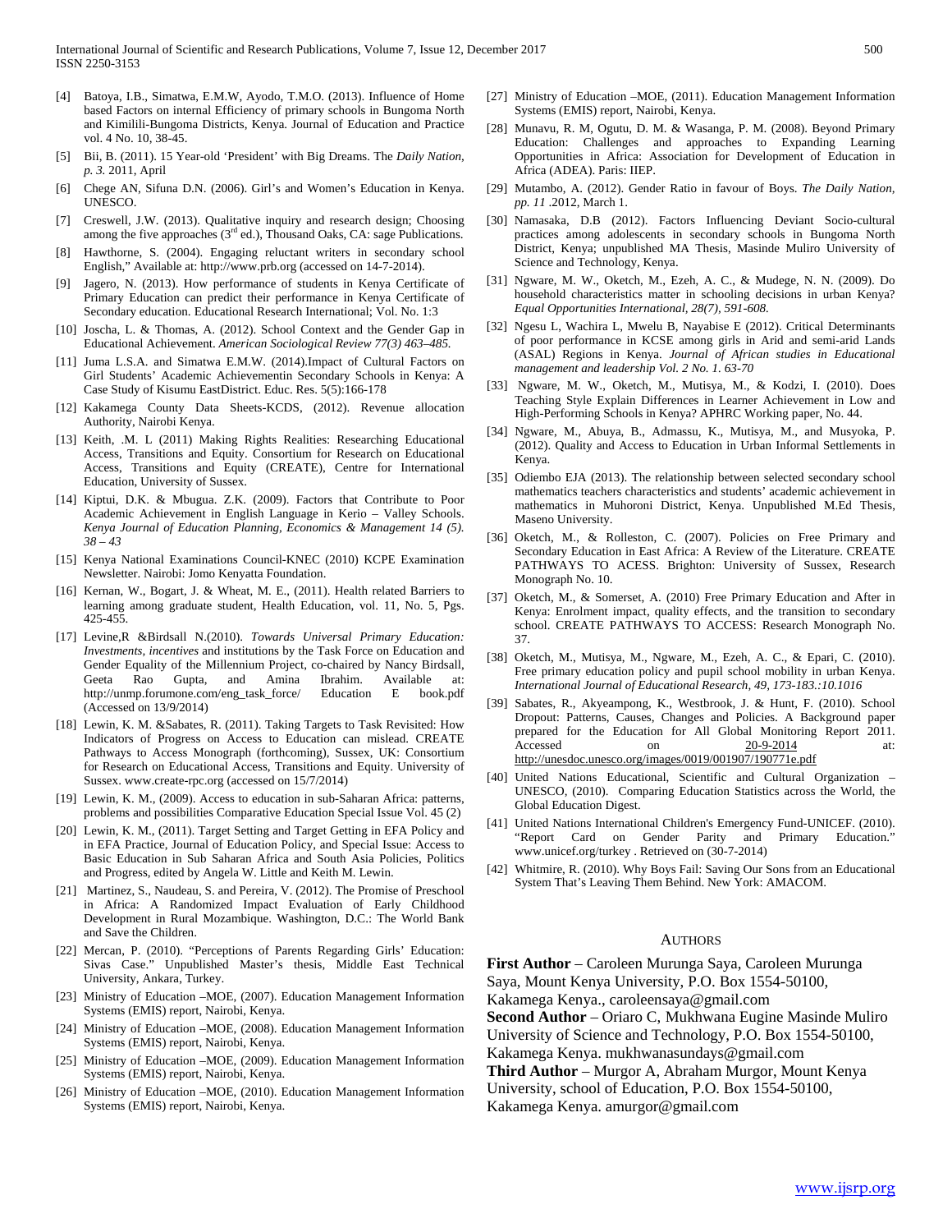[4] Batoya, I.B., Simatwa, E.M.W, Ayodo, T.M.O. (2013). Influence of Home based Factors on internal Efficiency of primary schools in Bungoma North and Kimilili-Bungoma Districts, Kenya. Journal of Education and Practice vol. 4 No. 10, 38-45.

[5] Bii, B. (2011). 15 Year-old 'President' with Big Dreams. The *Daily Nation, p. 3.* 2011, April

[6] Chege AN, Sifuna D.N. (2006). Girl's and Women's Education in Kenya. UNESCO.

[7] Creswell, J.W. (2013). Qualitative inquiry and research design; Choosing among the five approaches (3rd ed.), Thousand Oaks, CA: sage Publications.

[8] Hawthorne, S. (2004). Engaging reluctant writers in secondary school English," Available at: http://www.prb.org (accessed on 14-7-2014).

[9] Jagero, N. (2013). How performance of students in Kenya Certificate of Primary Education can predict their performance in Kenya Certificate of Secondary education. Educational Research International; Vol. No. 1:3

[10] Joscha, L. & Thomas, A. (2012). School Context and the Gender Gap in Educational Achievement. *American Sociological Review 77(3) 463–485.*

[11] Juma L.S.A. and Simatwa E.M.W. (2014).Impact of Cultural Factors on Girl Students' Academic Achievementin Secondary Schools in Kenya: A Case Study of Kisumu EastDistrict. Educ. Res. 5(5):166-178

[12] Kakamega County Data Sheets-KCDS, (2012). Revenue allocation Authority, Nairobi Kenya.

[13] Keith, .M. L (2011) Making Rights Realities: Researching Educational Access, Transitions and Equity. Consortium for Research on Educational Access, Transitions and Equity (CREATE), Centre for International Education, University of Sussex.

[14] Kiptui, D.K. & Mbugua. Z.K. (2009). Factors that Contribute to Poor Academic Achievement in English Language in Kerio – Valley Schools. *Kenya Journal of Education Planning, Economics & Management 14 (5). 38 – 43*

[15] Kenya National Examinations Council-KNEC (2010) KCPE Examination Newsletter. Nairobi: Jomo Kenyatta Foundation.

[16] Kernan, W., Bogart, J. & Wheat, M. E., (2011). Health related Barriers to learning among graduate student, Health Education, vol. 11, No. 5, Pgs. 425-455.

[17] Levine,R &Birdsall N.(2010). *Towards Universal Primary Education: Investments, incentives* and institutions by the Task Force on Education and Gender Equality of the Millennium Project, co-chaired by Nancy Birdsall, Geeta Rao Gupta, and Amina Ibrahim. Available at: http://unmp.forumone.com/eng_task_force/ Education E book.pdf (Accessed on 13/9/2014)

[18] Lewin, K. M. &Sabates, R. (2011). Taking Targets to Task Revisited: How Indicators of Progress on Access to Education can mislead. CREATE Pathways to Access Monograph (forthcoming), Sussex, UK: Consortium for Research on Educational Access, Transitions and Equity. University of Sussex. www.create-rpc.org (accessed on 15/7/2014)

[19] Lewin, K. M., (2009). Access to education in sub-Saharan Africa: patterns, problems and possibilities Comparative Education Special Issue Vol. 45 (2)

[20] Lewin, K. M., (2011). Target Setting and Target Getting in EFA Policy and in EFA Practice, Journal of Education Policy, and Special Issue: Access to Basic Education in Sub Saharan Africa and South Asia Policies, Politics and Progress, edited by Angela W. Little and Keith M. Lewin.

[21] Martinez, S., Naudeau, S. and Pereira, V. (2012). The Promise of Preschool in Africa: A Randomized Impact Evaluation of Early Childhood Development in Rural Mozambique. Washington, D.C.: The World Bank and Save the Children.

[22] Mercan, P. (2010). "Perceptions of Parents Regarding Girls' Education: Sivas Case." Unpublished Master's thesis, Middle East Technical University, Ankara, Turkey.

[23] Ministry of Education –MOE, (2007). Education Management Information Systems (EMIS) report, Nairobi, Kenya.

[24] Ministry of Education –MOE, (2008). Education Management Information Systems (EMIS) report, Nairobi, Kenya.

[25] Ministry of Education –MOE, (2009). Education Management Information Systems (EMIS) report, Nairobi, Kenya.

[26] Ministry of Education –MOE, (2010). Education Management Information Systems (EMIS) report, Nairobi, Kenya.

[27] Ministry of Education –MOE, (2011). Education Management Information Systems (EMIS) report, Nairobi, Kenya.

[28] Munavu, R. M, Ogutu, D. M. & Wasanga, P. M. (2008). Beyond Primary Education: Challenges and approaches to Expanding Learning Opportunities in Africa: Association for Development of Education in Africa (ADEA). Paris: IIEP.

[29] Mutambo, A. (2012). Gender Ratio in favour of Boys. *The Daily Nation, pp. 11* .2012, March 1.

[30] Namasaka, D.B (2012). Factors Influencing Deviant Socio-cultural practices among adolescents in secondary schools in Bungoma North District, Kenya; unpublished MA Thesis, Masinde Muliro University of Science and Technology, Kenya.

[31] Ngware, M. W., Oketch, M., Ezeh, A. C., & Mudege, N. N. (2009). Do household characteristics matter in schooling decisions in urban Kenya? *Equal Opportunities International, 28(7), 591-608.*

[32] Ngesu L, Wachira L, Mwelu B, Nayabise E (2012). Critical Determinants of poor performance in KCSE among girls in Arid and semi-arid Lands (ASAL) Regions in Kenya. *Journal of African studies in Educational management and leadership Vol. 2 No. 1. 63-70*

[33] Ngware, M. W., Oketch, M., Mutisya, M., & Kodzi, I. (2010). Does Teaching Style Explain Differences in Learner Achievement in Low and High-Performing Schools in Kenya? APHRC Working paper, No. 44.

[34] Ngware, M., Abuya, B., Admassu, K., Mutisya, M., and Musyoka, P. (2012). Quality and Access to Education in Urban Informal Settlements in Kenya.

[35] Odiembo EJA (2013). The relationship between selected secondary school mathematics teachers characteristics and students' academic achievement in mathematics in Muhoroni District, Kenya. Unpublished M.Ed Thesis, Maseno University.

[36] Oketch, M., & Rolleston, C. (2007). Policies on Free Primary and Secondary Education in East Africa: A Review of the Literature. CREATE PATHWAYS TO ACESS. Brighton: University of Sussex, Research Monograph No. 10.

[37] Oketch, M., & Somerset, A. (2010) Free Primary Education and After in Kenya: Enrolment impact, quality effects, and the transition to secondary school. CREATE PATHWAYS TO ACCESS: Research Monograph No. 37.

[38] Oketch, M., Mutisya, M., Ngware, M., Ezeh, A. C., & Epari, C. (2010). Free primary education policy and pupil school mobility in urban Kenya. *International Journal of Educational Research, 49, 173-183.:10.1016*

[39] Sabates, R., Akyeampong, K., Westbrook, J. & Hunt, F. (2010). School Dropout: Patterns, Causes, Changes and Policies. A Background paper prepared for the Education for All Global Monitoring Report 2011. Accessed on 20-9-2014 at: http://unesdoc.unesco.org/images/0019/001907/190771e.pdf

[40] United Nations Educational, Scientific and Cultural Organization – UNESCO, (2010). Comparing Education Statistics across the World, the Global Education Digest.

[41] United Nations International Children's Emergency Fund-UNICEF. (2010). "Report Card on Gender Parity and Primary Education." www.unicef.org/turkey . Retrieved on (30-7-2014)

[42] Whitmire, R. (2010). Why Boys Fail: Saving Our Sons from an Educational System That's Leaving Them Behind. New York: AMACOM.

## AUTHORS

**First Author** – Caroleen Murunga Saya, Caroleen Murunga Saya, Mount Kenya University, P.O. Box 1554-50100, Kakamega Kenya., caroleensaya@gmail.com

**Second Author** – Oriaro C, Mukhwana Eugine Masinde Muliro University of Science and Technology, P.O. Box 1554-50100, Kakamega Kenya. mukhwanasundays@gmail.com

**Third Author** – Murgor A, Abraham Murgor, Mount Kenya University, school of Education, P.O. Box 1554-50100, Kakamega Kenya. amurgor@gmail.com